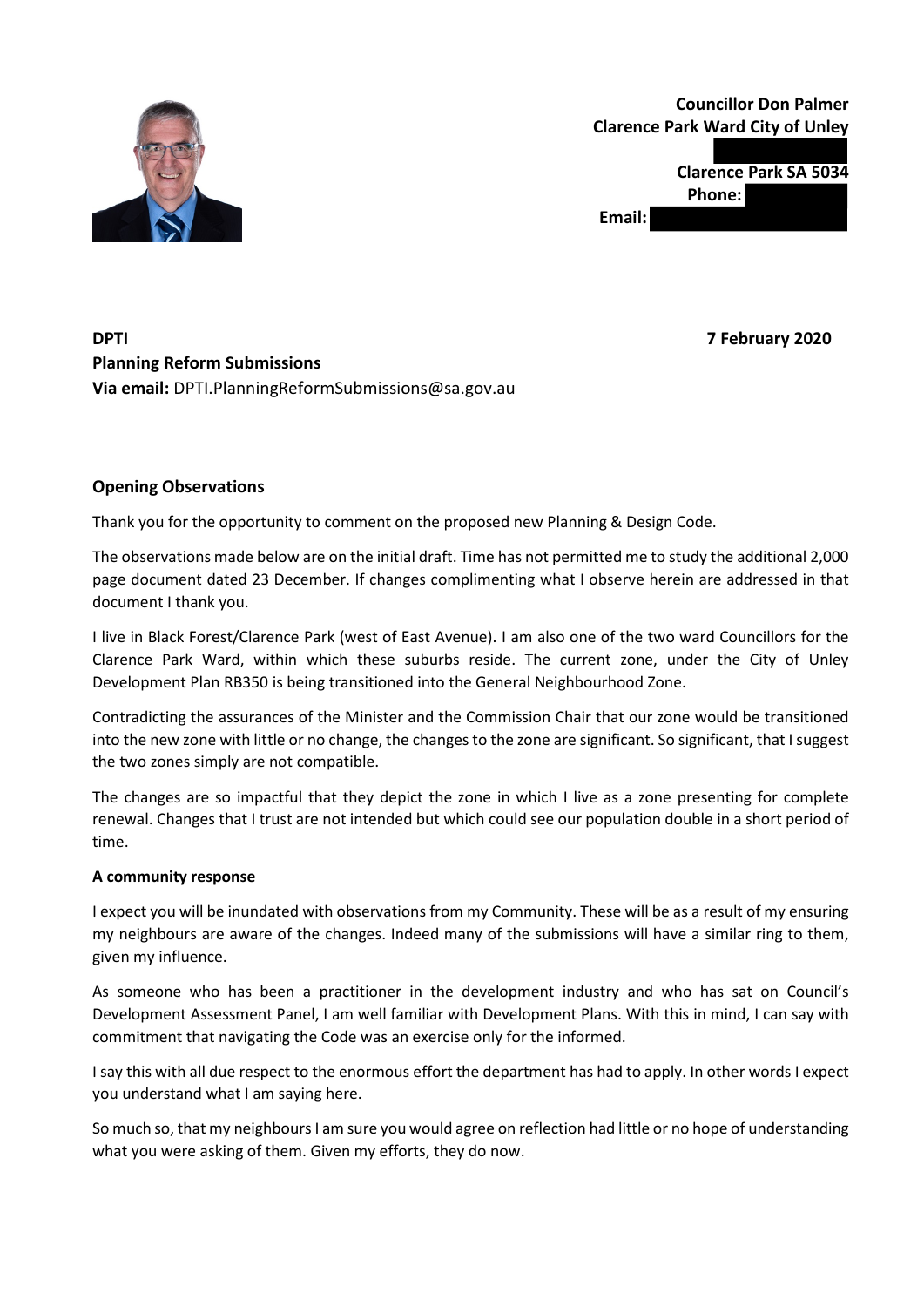**Councillor Don Palmer**
**Clarence Park Ward City of Unley**

**Clarence Park SA 5034**
**Phone:**
**Email:**

**DPTI**
**Planning Reform Submissions**
**Via email:** DPTI.PlanningReformSubmissions@sa.gov.au

**7 February 2020**

### Opening Observations

Thank you for the opportunity to comment on the proposed new Planning & Design Code.

The observations made below are on the initial draft. Time has not permitted me to study the additional 2,000 page document dated 23 December. If changes complimenting what I observe herein are addressed in that document I thank you.

I live in Black Forest/Clarence Park (west of East Avenue). I am also one of the two ward Councillors for the Clarence Park Ward, within which these suburbs reside. The current zone, under the City of Unley Development Plan RB350 is being transitioned into the General Neighbourhood Zone.

Contradicting the assurances of the Minister and the Commission Chair that our zone would be transitioned into the new zone with little or no change, the changes to the zone are significant. So significant, that I suggest the two zones simply are not compatible.

The changes are so impactful that they depict the zone in which I live as a zone presenting for complete renewal. Changes that I trust are not intended but which could see our population double in a short period of time.

**A community response**

I expect you will be inundated with observations from my Community. These will be as a result of my ensuring my neighbours are aware of the changes. Indeed many of the submissions will have a similar ring to them, given my influence.

As someone who has been a practitioner in the development industry and who has sat on Council's Development Assessment Panel, I am well familiar with Development Plans. With this in mind, I can say with commitment that navigating the Code was an exercise only for the informed.

I say this with all due respect to the enormous effort the department has had to apply. In other words I expect you understand what I am saying here.

So much so, that my neighbours I am sure you would agree on reflection had little or no hope of understanding what you were asking of them. Given my efforts, they do now.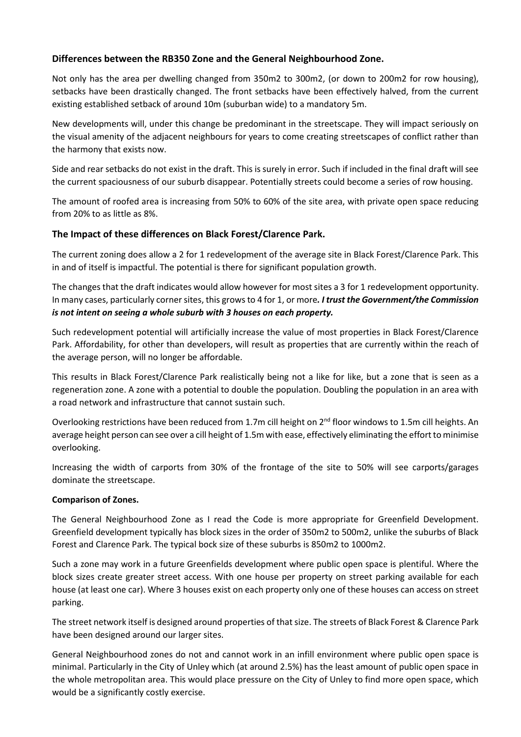### Differences between the RB350 Zone and the General Neighbourhood Zone.

Not only has the area per dwelling changed from 350m2 to 300m2, (or down to 200m2 for row housing), setbacks have been drastically changed. The front setbacks have been effectively halved, from the current existing established setback of around 10m (suburban wide) to a mandatory 5m.

New developments will, under this change be predominant in the streetscape. They will impact seriously on the visual amenity of the adjacent neighbours for years to come creating streetscapes of conflict rather than the harmony that exists now.

Side and rear setbacks do not exist in the draft. This is surely in error. Such if included in the final draft will see the current spaciousness of our suburb disappear. Potentially streets could become a series of row housing.

The amount of roofed area is increasing from 50% to 60% of the site area, with private open space reducing from 20% to as little as 8%.

### The Impact of these differences on Black Forest/Clarence Park.

The current zoning does allow a 2 for 1 redevelopment of the average site in Black Forest/Clarence Park. This in and of itself is impactful. The potential is there for significant population growth.

The changes that the draft indicates would allow however for most sites a 3 for 1 redevelopment opportunity. In many cases, particularly corner sites, this grows to 4 for 1, or more. ***I trust the Government/the Commission is not intent on seeing a whole suburb with 3 houses on each property.***

Such redevelopment potential will artificially increase the value of most properties in Black Forest/Clarence Park. Affordability, for other than developers, will result as properties that are currently within the reach of the average person, will no longer be affordable.

This results in Black Forest/Clarence Park realistically being not a like for like, but a zone that is seen as a regeneration zone. A zone with a potential to double the population. Doubling the population in an area with a road network and infrastructure that cannot sustain such.

Overlooking restrictions have been reduced from 1.7m cill height on 2nd floor windows to 1.5m cill heights. An average height person can see over a cill height of 1.5m with ease, effectively eliminating the effort to minimise overlooking.

Increasing the width of carports from 30% of the frontage of the site to 50% will see carports/garages dominate the streetscape.

**Comparison of Zones.**

The General Neighbourhood Zone as I read the Code is more appropriate for Greenfield Development. Greenfield development typically has block sizes in the order of 350m2 to 500m2, unlike the suburbs of Black Forest and Clarence Park. The typical bock size of these suburbs is 850m2 to 1000m2.

Such a zone may work in a future Greenfields development where public open space is plentiful. Where the block sizes create greater street access. With one house per property on street parking available for each house (at least one car). Where 3 houses exist on each property only one of these houses can access on street parking.

The street network itself is designed around properties of that size. The streets of Black Forest & Clarence Park have been designed around our larger sites.

General Neighbourhood zones do not and cannot work in an infill environment where public open space is minimal. Particularly in the City of Unley which (at around 2.5%) has the least amount of public open space in the whole metropolitan area. This would place pressure on the City of Unley to find more open space, which would be a significantly costly exercise.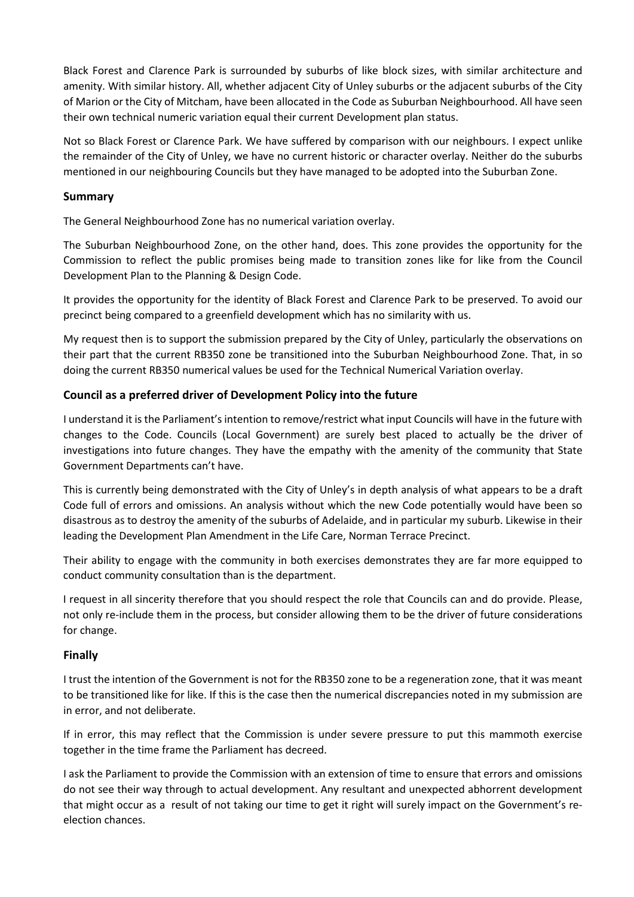Black Forest and Clarence Park is surrounded by suburbs of like block sizes, with similar architecture and amenity. With similar history. All, whether adjacent City of Unley suburbs or the adjacent suburbs of the City of Marion or the City of Mitcham, have been allocated in the Code as Suburban Neighbourhood. All have seen their own technical numeric variation equal their current Development plan status.

Not so Black Forest or Clarence Park. We have suffered by comparison with our neighbours. I expect unlike the remainder of the City of Unley, we have no current historic or character overlay. Neither do the suburbs mentioned in our neighbouring Councils but they have managed to be adopted into the Suburban Zone.

### Summary

The General Neighbourhood Zone has no numerical variation overlay.

The Suburban Neighbourhood Zone, on the other hand, does. This zone provides the opportunity for the Commission to reflect the public promises being made to transition zones like for like from the Council Development Plan to the Planning & Design Code.

It provides the opportunity for the identity of Black Forest and Clarence Park to be preserved. To avoid our precinct being compared to a greenfield development which has no similarity with us.

My request then is to support the submission prepared by the City of Unley, particularly the observations on their part that the current RB350 zone be transitioned into the Suburban Neighbourhood Zone. That, in so doing the current RB350 numerical values be used for the Technical Numerical Variation overlay.

### Council as a preferred driver of Development Policy into the future

I understand it is the Parliament's intention to remove/restrict what input Councils will have in the future with changes to the Code. Councils (Local Government) are surely best placed to actually be the driver of investigations into future changes. They have the empathy with the amenity of the community that State Government Departments can't have.

This is currently being demonstrated with the City of Unley's in depth analysis of what appears to be a draft Code full of errors and omissions. An analysis without which the new Code potentially would have been so disastrous as to destroy the amenity of the suburbs of Adelaide, and in particular my suburb. Likewise in their leading the Development Plan Amendment in the Life Care, Norman Terrace Precinct.

Their ability to engage with the community in both exercises demonstrates they are far more equipped to conduct community consultation than is the department.

I request in all sincerity therefore that you should respect the role that Councils can and do provide. Please, not only re-include them in the process, but consider allowing them to be the driver of future considerations for change.

### Finally

I trust the intention of the Government is not for the RB350 zone to be a regeneration zone, that it was meant to be transitioned like for like. If this is the case then the numerical discrepancies noted in my submission are in error, and not deliberate.

If in error, this may reflect that the Commission is under severe pressure to put this mammoth exercise together in the time frame the Parliament has decreed.

I ask the Parliament to provide the Commission with an extension of time to ensure that errors and omissions do not see their way through to actual development. Any resultant and unexpected abhorrent development that might occur as a result of not taking our time to get it right will surely impact on the Government's re-election chances.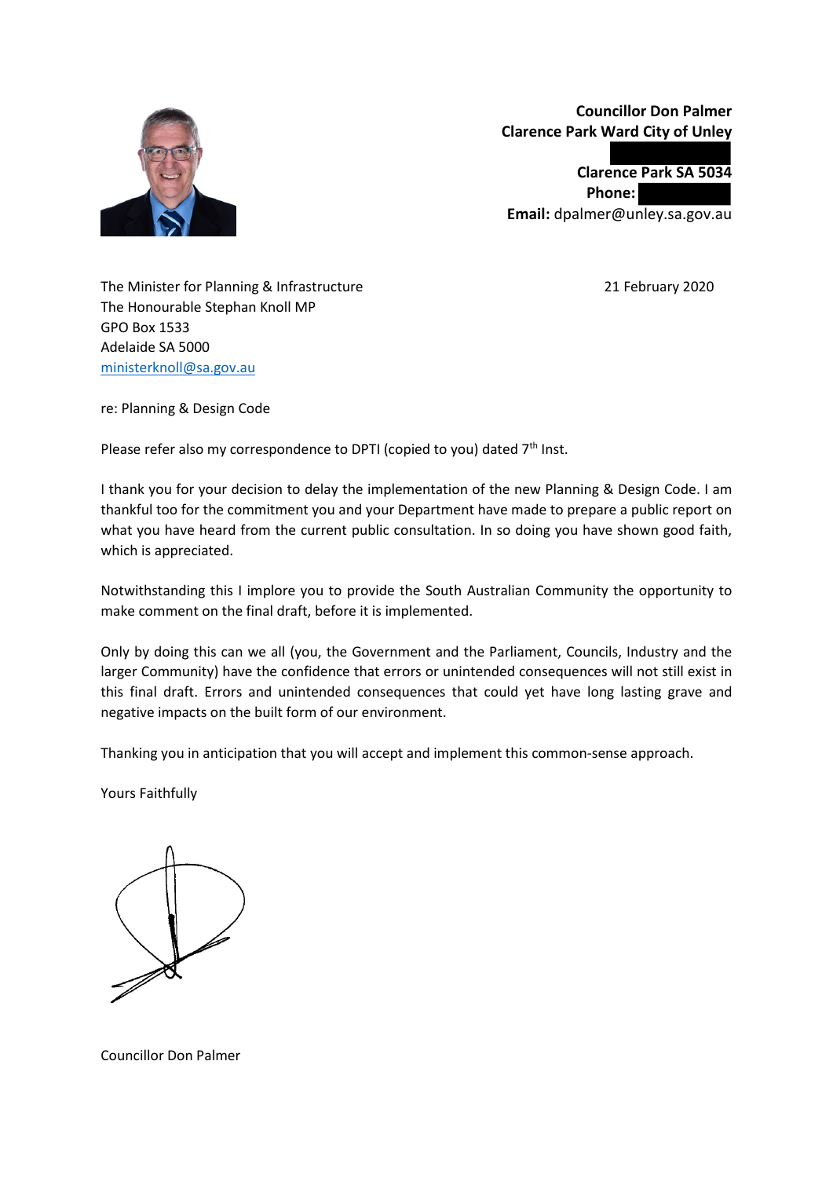**Councillor Don Palmer**
**Clarence Park Ward City of Unley**

**Clarence Park SA 5034**
**Phone:**
**Email:** dpalmer@unley.sa.gov.au

The Minister for Planning & Infrastructure
The Honourable Stephan Knoll MP
GPO Box 1533
Adelaide SA 5000
ministerknoll@sa.gov.au

21 February 2020

re: Planning & Design Code

Please refer also my correspondence to DPTI (copied to you) dated 7th Inst.

I thank you for your decision to delay the implementation of the new Planning & Design Code. I am thankful too for the commitment you and your Department have made to prepare a public report on what you have heard from the current public consultation. In so doing you have shown good faith, which is appreciated.

Notwithstanding this I implore you to provide the South Australian Community the opportunity to make comment on the final draft, before it is implemented.

Only by doing this can we all (you, the Government and the Parliament, Councils, Industry and the larger Community) have the confidence that errors or unintended consequences will not still exist in this final draft. Errors and unintended consequences that could yet have long lasting grave and negative impacts on the built form of our environment.

Thanking you in anticipation that you will accept and implement this common-sense approach.

Yours Faithfully

Councillor Don Palmer